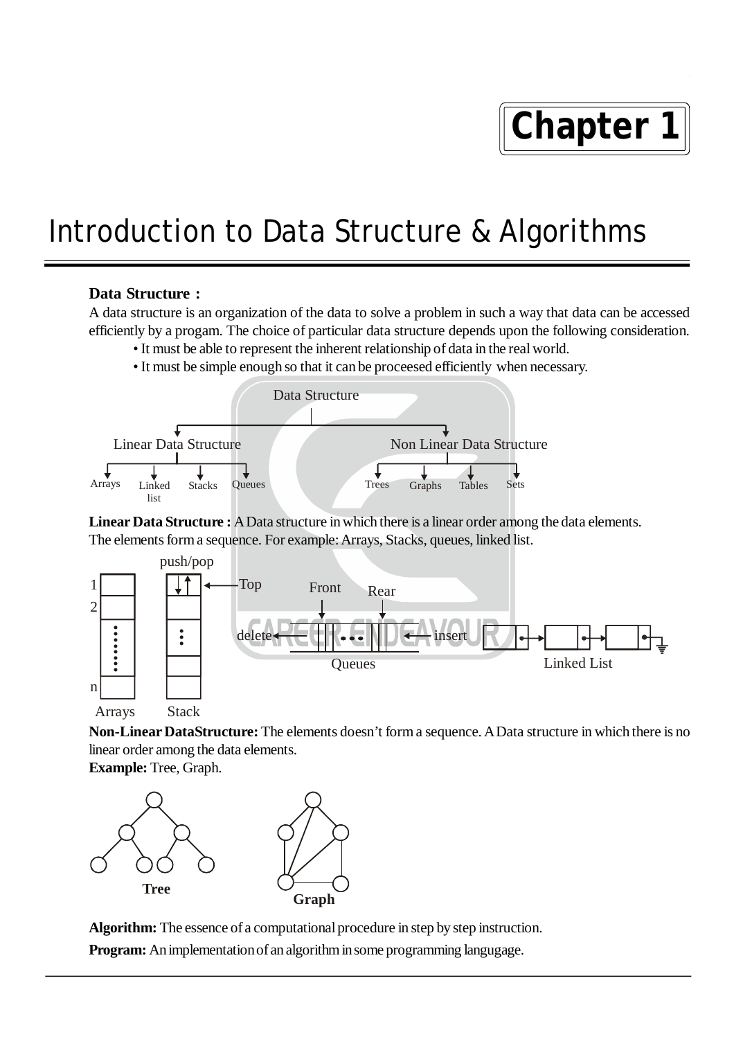# Chapter 1

# Introduction to Data Structure & Algorithms

**Data Structure :**

A data structure is an organization of the data to solve a problem in such a way that data can be accessed efficiently by a progam. The choice of particular data structure depends upon the following consideration.

- It must be able to represent the inherent relationship of data in the real world.
- It must be simple enough so that it can be proceesed efficiently when necessary.

Data Structure

Linear Data Structure: Arrays, Linked list, Stacks, Queues

Non Linear Data Structure: Trees, Graphs, Tables, Sets

**Linear Data Structure :** A Data structure in which there is a linear order among the data elements. The elements form a sequence. For example: Arrays, Stacks, queues, linked list.

Arrays Stack Queues Linked List

**Non-Linear DataStructure:** The elements doesn't form a sequence. A Data structure in which there is no linear order among the data elements.

**Example:** Tree, Graph.

**Tree** **Graph**

**Algorithm:** The essence of a computational procedure in step by step instruction.

**Program:** An implementation of an algorithm in some programming langugage.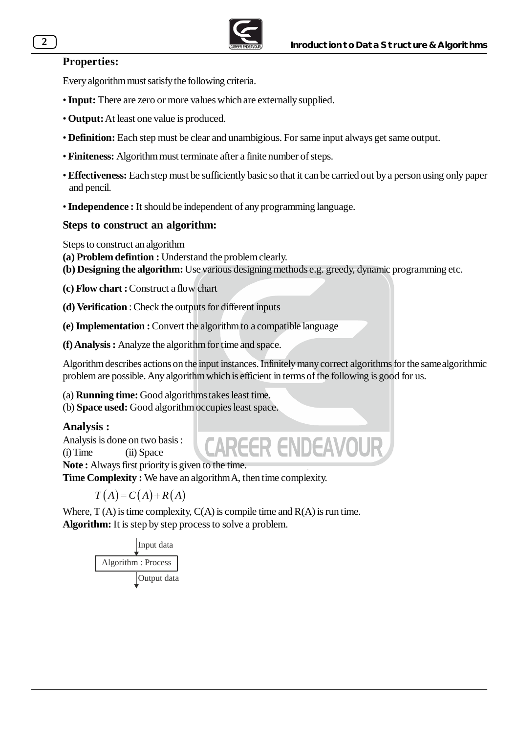### Properties:

Every algorithm must satisfy the following criteria.

- **Input:** There are zero or more values which are externally supplied.
- **Output:** At least one value is produced.
- **Definition:** Each step must be clear and unambigious. For same input always get same output.
- **Finiteness:** Algorithm must terminate after a finite number of steps.
- **Effectiveness:** Each step must be sufficiently basic so that it can be carried out by a person using only paper and pencil.
- **Independence :** It should be independent of any programming language.

### Steps to construct an algorithm:

Steps to construct an algorithm
**(a) Problem defintion :** Understand the problem clearly.
**(b) Designing the algorithm:** Use various designing methods e.g. greedy, dynamic programming etc.

**(c) Flow chart :** Construct a flow chart

**(d) Verification** : Check the outputs for different inputs

**(e) Implementation :** Convert the algorithm to a compatible language

**(f) Analysis :** Analyze the algorithm for time and space.

Algorithm describes actions on the input instances. Infinitely many correct algorithms for the same algorithmic problem are possible. Any algorithm which is efficient in terms of the following is good for us.

(a) **Running time:** Good algorithms takes least time.
(b) **Space used:** Good algorithm occupies least space.

### Analysis :

Analysis is done on two basis :
(i) Time (ii) Space
**Note :** Always first priority is given to the time.
**Time Complexity :** We have an algorithm A, then time complexity.

$$T(A) = C(A) + R(A)$$

Where, T (A) is time complexity, C(A) is compile time and R(A) is run time.
**Algorithm:** It is step by step process to solve a problem.

Input data
↓
Algorithm : Process
↓
Output data